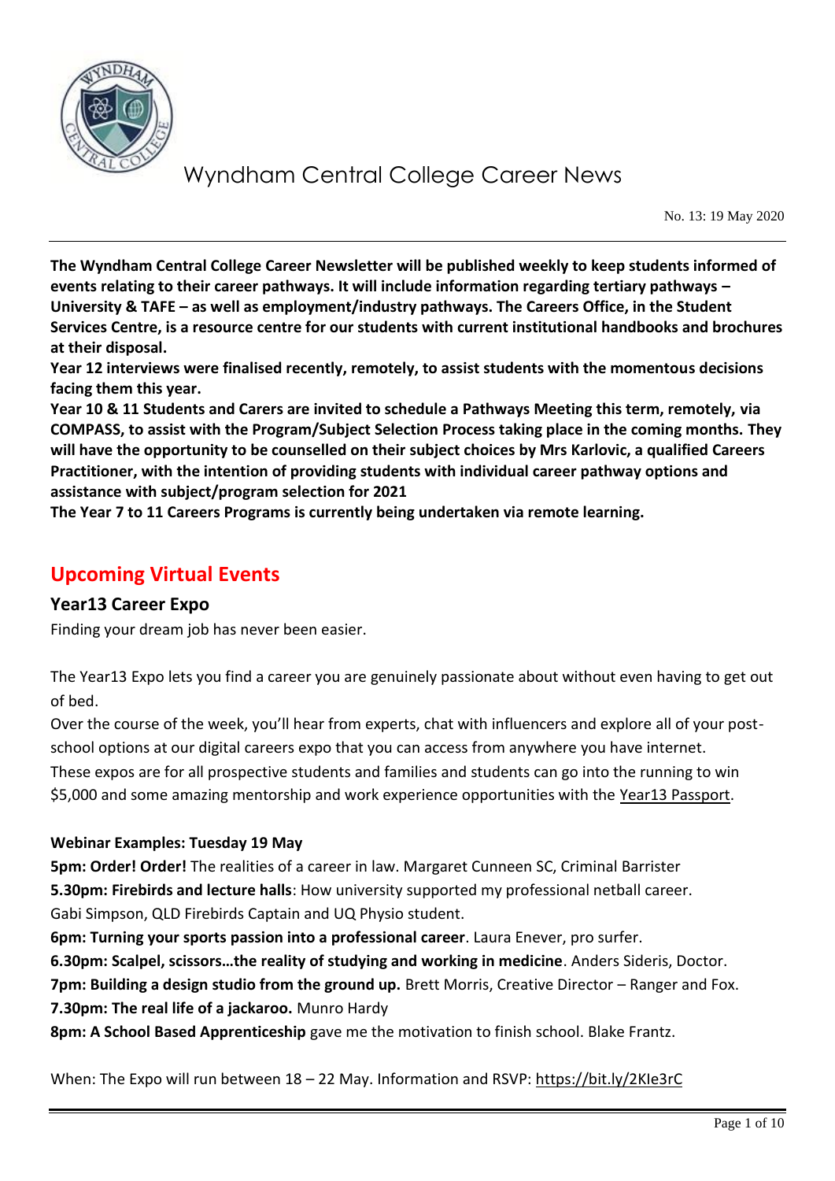# Wyndham Central College Career News

No. 13: 19 May 2020

**The Wyndham Central College Career Newsletter will be published weekly to keep students informed of events relating to their career pathways. It will include information regarding tertiary pathways – University & TAFE – as well as employment/industry pathways. The Careers Office, in the Student Services Centre, is a resource centre for our students with current institutional handbooks and brochures at their disposal.**

**Year 12 interviews were finalised recently, remotely, to assist students with the momentous decisions facing them this year.**

**Year 10 & 11 Students and Carers are invited to schedule a Pathways Meeting this term, remotely, via COMPASS, to assist with the Program/Subject Selection Process taking place in the coming months. They will have the opportunity to be counselled on their subject choices by Mrs Karlovic, a qualified Careers Practitioner, with the intention of providing students with individual career pathway options and assistance with subject/program selection for 2021**

**The Year 7 to 11 Careers Programs is currently being undertaken via remote learning.**

## Upcoming Virtual Events

### Year13 Career Expo

Finding your dream job has never been easier.

The Year13 Expo lets you find a career you are genuinely passionate about without even having to get out of bed.

Over the course of the week, you'll hear from experts, chat with influencers and explore all of your post-school options at our digital careers expo that you can access from anywhere you have internet.

These expos are for all prospective students and families and students can go into the running to win $5,000 and some amazing mentorship and work experience opportunities with the Year13 Passport.

**Webinar Examples: Tuesday 19 May**

**5pm: Order! Order!** The realities of a career in law. Margaret Cunneen SC, Criminal Barrister

**5.30pm: Firebirds and lecture halls**: How university supported my professional netball career. Gabi Simpson, QLD Firebirds Captain and UQ Physio student.

**6pm: Turning your sports passion into a professional career**. Laura Enever, pro surfer.

**6.30pm: Scalpel, scissors…the reality of studying and working in medicine**. Anders Sideris, Doctor.

**7pm: Building a design studio from the ground up.** Brett Morris, Creative Director – Ranger and Fox.

**7.30pm: The real life of a jackaroo.** Munro Hardy

**8pm: A School Based Apprenticeship** gave me the motivation to finish school. Blake Frantz.

When: The Expo will run between 18 – 22 May. Information and RSVP: https://bit.ly/2KIe3rC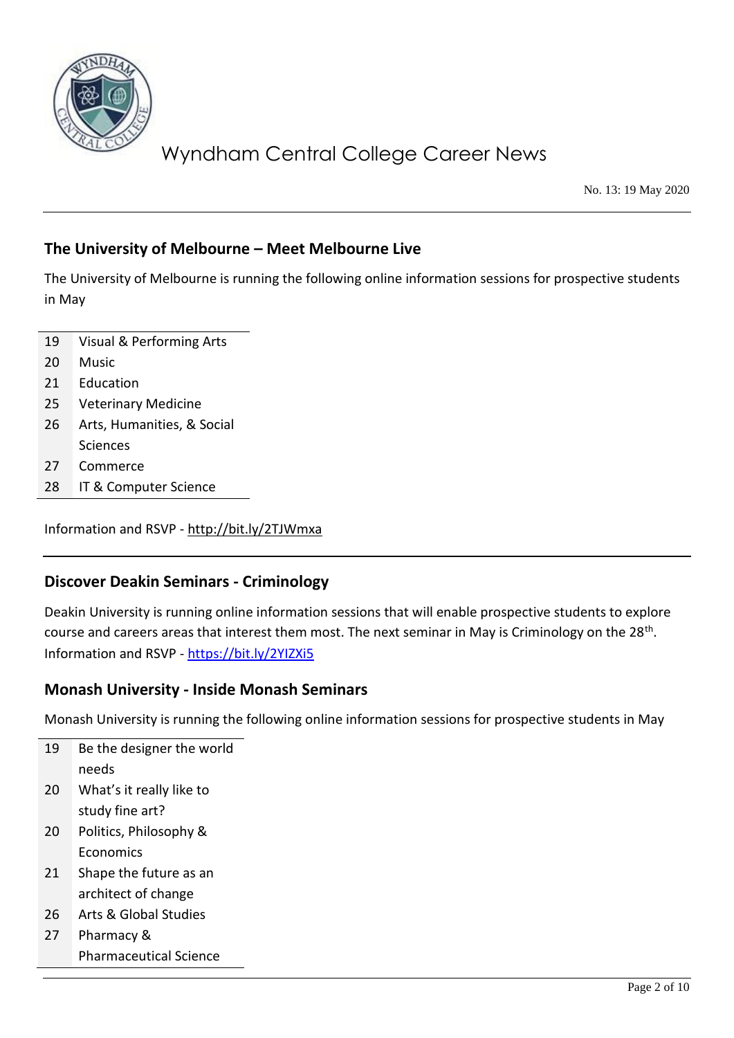## The University of Melbourne – Meet Melbourne Live

The University of Melbourne is running the following online information sessions for prospective students in May

| | |
|---|---|
| 19 | Visual & Performing Arts |
| 20 | Music |
| 21 | Education |
| 25 | Veterinary Medicine |
| 26 | Arts, Humanities, & Social Sciences |
| 27 | Commerce |
| 28 | IT & Computer Science |

Information and RSVP - http://bit.ly/2TJWmxa

## Discover Deakin Seminars - Criminology

Deakin University is running online information sessions that will enable prospective students to explore course and careers areas that interest them most. The next seminar in May is Criminology on the 28th. Information and RSVP - https://bit.ly/2YIZXi5

## Monash University - Inside Monash Seminars

Monash University is running the following online information sessions for prospective students in May

| | |
|---|---|
| 19 | Be the designer the world needs |
| 20 | What's it really like to study fine art? |
| 20 | Politics, Philosophy & Economics |
| 21 | Shape the future as an architect of change |
| 26 | Arts & Global Studies |
| 27 | Pharmacy & Pharmaceutical Science |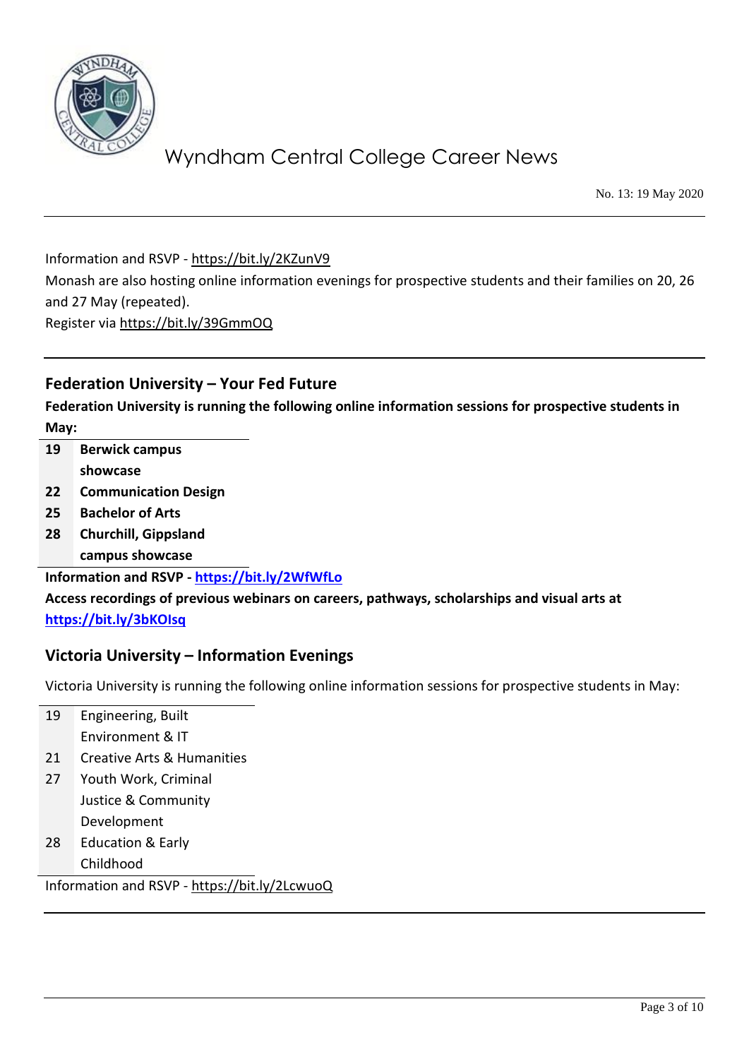Information and RSVP - https://bit.ly/2KZunV9

Monash are also hosting online information evenings for prospective students and their families on 20, 26 and 27 May (repeated).

Register via https://bit.ly/39GmmOQ

---

## Federation University – Your Fed Future

**Federation University is running the following online information sessions for prospective students in May:**

| | |
|---|---|
| **19** | **Berwick campus showcase** |
| **22** | **Communication Design** |
| **25** | **Bachelor of Arts** |
| **28** | **Churchill, Gippsland campus showcase** |

**Information and RSVP - https://bit.ly/2WfWfLo**

**Access recordings of previous webinars on careers, pathways, scholarships and visual arts at https://bit.ly/3bKOIsq**

## Victoria University – Information Evenings

Victoria University is running the following online information sessions for prospective students in May:

| | |
|---|---|
| 19 | Engineering, Built Environment & IT |
| 21 | Creative Arts & Humanities |
| 27 | Youth Work, Criminal Justice & Community Development |
| 28 | Education & Early Childhood |

Information and RSVP - https://bit.ly/2LcwuoQ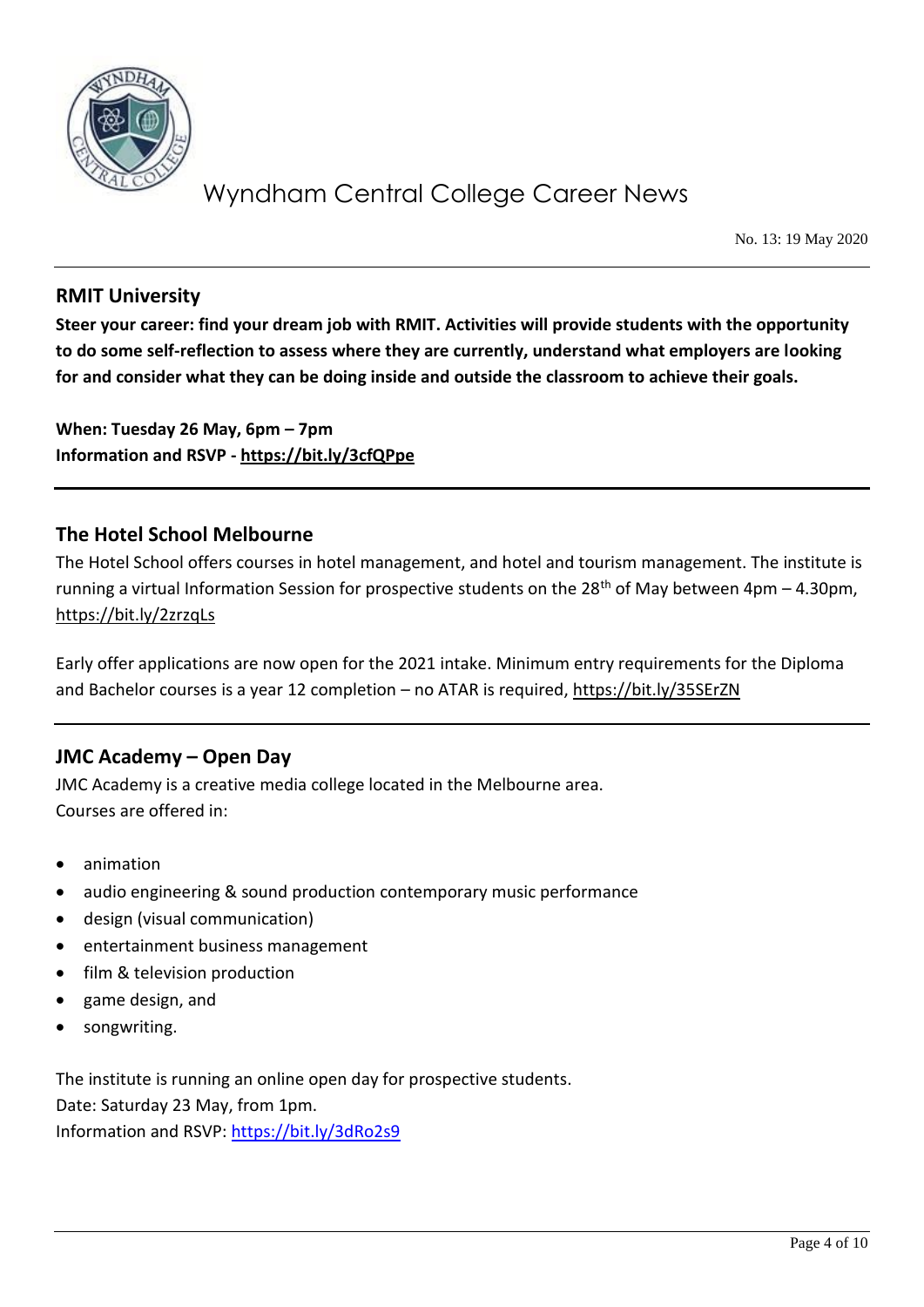## RMIT University

**Steer your career: find your dream job with RMIT. Activities will provide students with the opportunity to do some self-reflection to assess where they are currently, understand what employers are looking for and consider what they can be doing inside and outside the classroom to achieve their goals.**

**When: Tuesday 26 May, 6pm – 7pm**
**Information and RSVP - https://bit.ly/3cfQPpe**

## The Hotel School Melbourne

The Hotel School offers courses in hotel management, and hotel and tourism management. The institute is running a virtual Information Session for prospective students on the 28th of May between 4pm – 4.30pm, https://bit.ly/2zrzqLs

Early offer applications are now open for the 2021 intake. Minimum entry requirements for the Diploma and Bachelor courses is a year 12 completion – no ATAR is required, https://bit.ly/35SErZN

## JMC Academy – Open Day

JMC Academy is a creative media college located in the Melbourne area.
Courses are offered in:

- animation
- audio engineering & sound production contemporary music performance
- design (visual communication)
- entertainment business management
- film & television production
- game design, and
- songwriting.

The institute is running an online open day for prospective students.
Date: Saturday 23 May, from 1pm.
Information and RSVP: https://bit.ly/3dRo2s9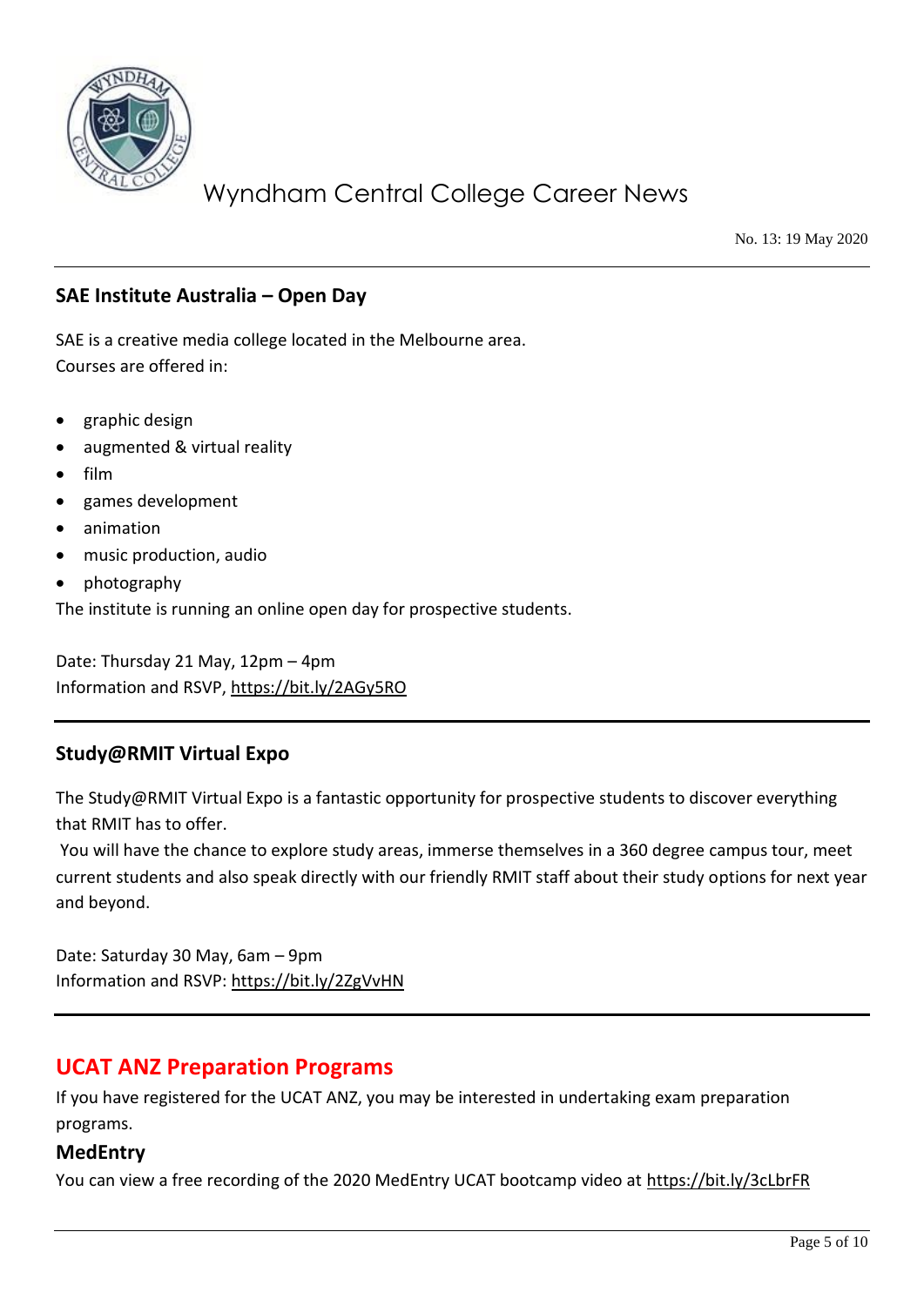## SAE Institute Australia – Open Day

SAE is a creative media college located in the Melbourne area.
Courses are offered in:

- graphic design
- augmented & virtual reality
- film
- games development
- animation
- music production, audio
- photography

The institute is running an online open day for prospective students.

Date: Thursday 21 May, 12pm – 4pm
Information and RSVP, https://bit.ly/2AGy5RO

---

## Study@RMIT Virtual Expo

The Study@RMIT Virtual Expo is a fantastic opportunity for prospective students to discover everything that RMIT has to offer.
You will have the chance to explore study areas, immerse themselves in a 360 degree campus tour, meet current students and also speak directly with our friendly RMIT staff about their study options for next year and beyond.

Date: Saturday 30 May, 6am – 9pm
Information and RSVP: https://bit.ly/2ZgVvHN

---

## UCAT ANZ Preparation Programs

If you have registered for the UCAT ANZ, you may be interested in undertaking exam preparation programs.

### MedEntry

You can view a free recording of the 2020 MedEntry UCAT bootcamp video at https://bit.ly/3cLbrFR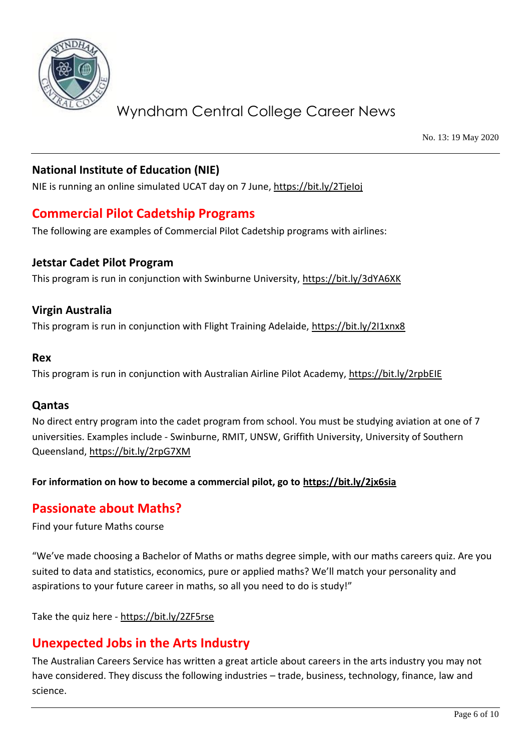### National Institute of Education (NIE)

NIE is running an online simulated UCAT day on 7 June, https://bit.ly/2TjeIoj

## Commercial Pilot Cadetship Programs

The following are examples of Commercial Pilot Cadetship programs with airlines:

### Jetstar Cadet Pilot Program

This program is run in conjunction with Swinburne University, https://bit.ly/3dYA6XK

### Virgin Australia

This program is run in conjunction with Flight Training Adelaide, https://bit.ly/2I1xnx8

### Rex

This program is run in conjunction with Australian Airline Pilot Academy, https://bit.ly/2rpbEIE

### Qantas

No direct entry program into the cadet program from school. You must be studying aviation at one of 7 universities. Examples include - Swinburne, RMIT, UNSW, Griffith University, University of Southern Queensland, https://bit.ly/2rpG7XM

**For information on how to become a commercial pilot, go to https://bit.ly/2jx6sia**

## Passionate about Maths?

Find your future Maths course

"We've made choosing a Bachelor of Maths or maths degree simple, with our maths careers quiz. Are you suited to data and statistics, economics, pure or applied maths? We'll match your personality and aspirations to your future career in maths, so all you need to do is study!"

Take the quiz here - https://bit.ly/2ZF5rse

## Unexpected Jobs in the Arts Industry

The Australian Careers Service has written a great article about careers in the arts industry you may not have considered. They discuss the following industries – trade, business, technology, finance, law and science.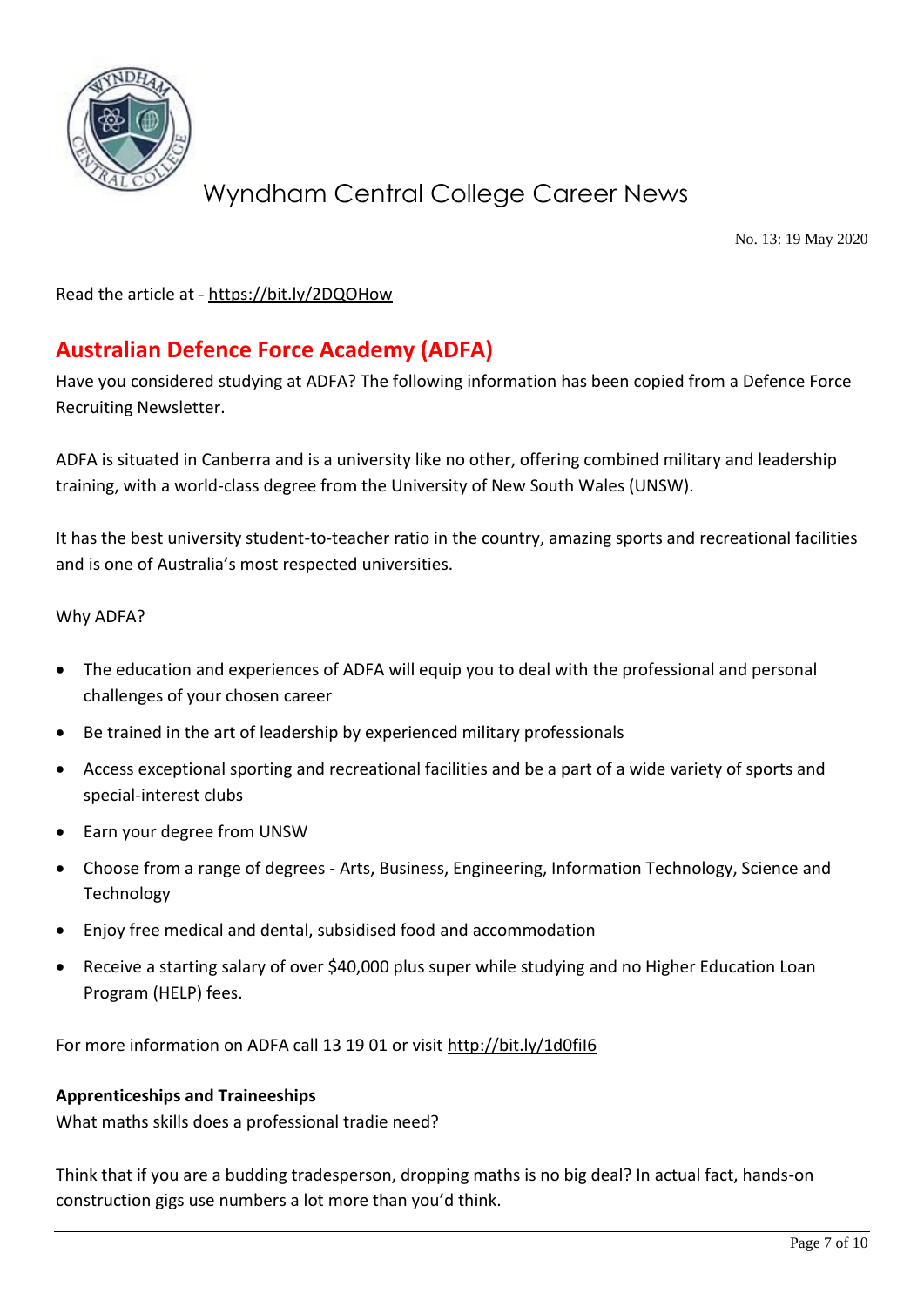Read the article at - https://bit.ly/2DQOHow

## Australian Defence Force Academy (ADFA)

Have you considered studying at ADFA? The following information has been copied from a Defence Force Recruiting Newsletter.

ADFA is situated in Canberra and is a university like no other, offering combined military and leadership training, with a world-class degree from the University of New South Wales (UNSW).

It has the best university student-to-teacher ratio in the country, amazing sports and recreational facilities and is one of Australia's most respected universities.

Why ADFA?

- The education and experiences of ADFA will equip you to deal with the professional and personal challenges of your chosen career
- Be trained in the art of leadership by experienced military professionals
- Access exceptional sporting and recreational facilities and be a part of a wide variety of sports and special-interest clubs
- Earn your degree from UNSW
- Choose from a range of degrees - Arts, Business, Engineering, Information Technology, Science and Technology
- Enjoy free medical and dental, subsidised food and accommodation
- Receive a starting salary of over $40,000 plus super while studying and no Higher Education Loan Program (HELP) fees.

For more information on ADFA call 13 19 01 or visit http://bit.ly/1d0fiI6

**Apprenticeships and Traineeships**

What maths skills does a professional tradie need?

Think that if you are a budding tradesperson, dropping maths is no big deal? In actual fact, hands-on construction gigs use numbers a lot more than you'd think.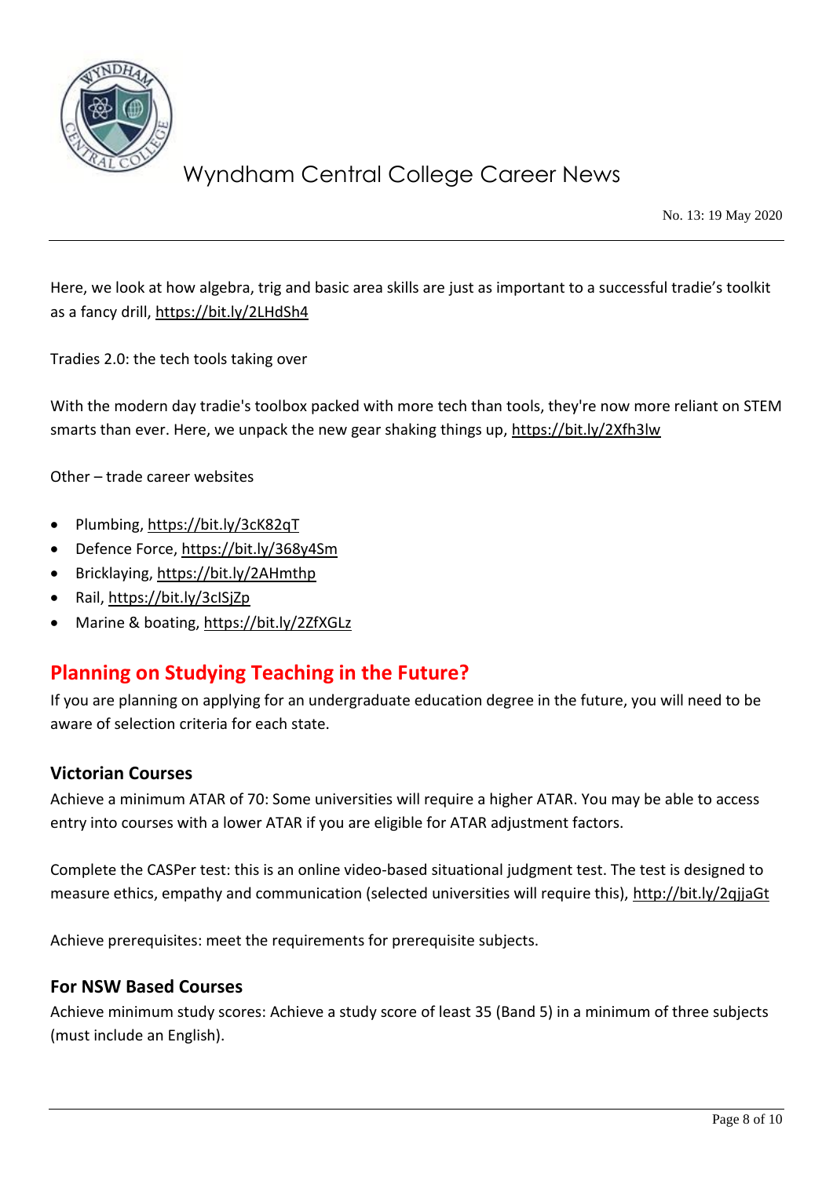Here, we look at how algebra, trig and basic area skills are just as important to a successful tradie's toolkit as a fancy drill, https://bit.ly/2LHdSh4

Tradies 2.0: the tech tools taking over

With the modern day tradie's toolbox packed with more tech than tools, they're now more reliant on STEM smarts than ever. Here, we unpack the new gear shaking things up, https://bit.ly/2Xfh3lw

Other – trade career websites

- Plumbing, https://bit.ly/3cK82qT
- Defence Force, https://bit.ly/368y4Sm
- Bricklaying, https://bit.ly/2AHmthp
- Rail, https://bit.ly/3clSjZp
- Marine & boating, https://bit.ly/2ZfXGLz

## Planning on Studying Teaching in the Future?

If you are planning on applying for an undergraduate education degree in the future, you will need to be aware of selection criteria for each state.

### Victorian Courses

Achieve a minimum ATAR of 70: Some universities will require a higher ATAR. You may be able to access entry into courses with a lower ATAR if you are eligible for ATAR adjustment factors.

Complete the CASPer test: this is an online video-based situational judgment test. The test is designed to measure ethics, empathy and communication (selected universities will require this), http://bit.ly/2qjjaGt

Achieve prerequisites: meet the requirements for prerequisite subjects.

### For NSW Based Courses

Achieve minimum study scores: Achieve a study score of least 35 (Band 5) in a minimum of three subjects (must include an English).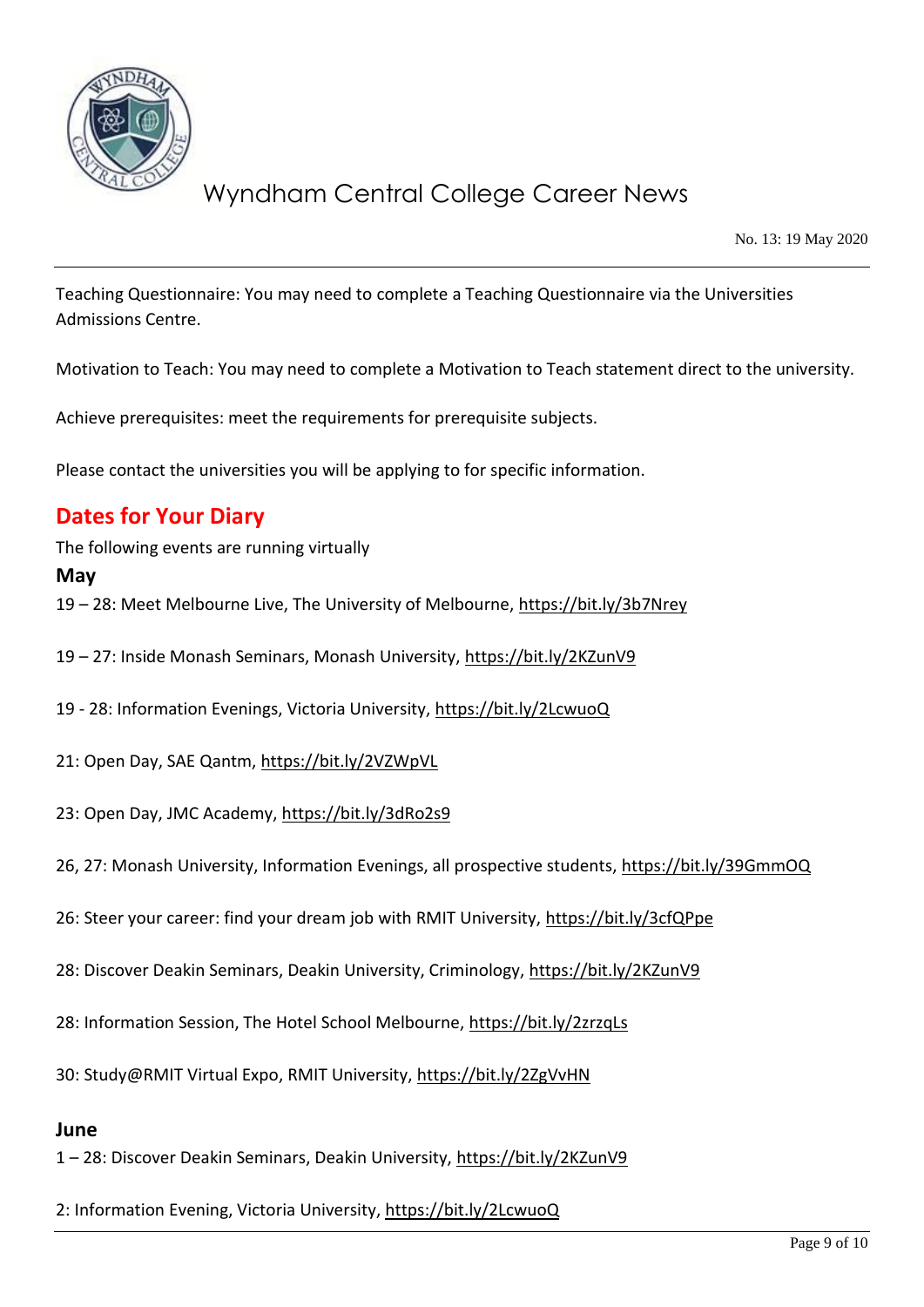Teaching Questionnaire: You may need to complete a Teaching Questionnaire via the Universities Admissions Centre.

Motivation to Teach: You may need to complete a Motivation to Teach statement direct to the university.

Achieve prerequisites: meet the requirements for prerequisite subjects.

Please contact the universities you will be applying to for specific information.

## Dates for Your Diary

The following events are running virtually

### May

19 – 28: Meet Melbourne Live, The University of Melbourne, https://bit.ly/3b7Nrey

19 – 27: Inside Monash Seminars, Monash University, https://bit.ly/2KZunV9

19 - 28: Information Evenings, Victoria University, https://bit.ly/2LcwuoQ

21: Open Day, SAE Qantm, https://bit.ly/2VZWpVL

23: Open Day, JMC Academy, https://bit.ly/3dRo2s9

26, 27: Monash University, Information Evenings, all prospective students, https://bit.ly/39GmmOQ

26: Steer your career: find your dream job with RMIT University, https://bit.ly/3cfQPpe

28: Discover Deakin Seminars, Deakin University, Criminology, https://bit.ly/2KZunV9

28: Information Session, The Hotel School Melbourne, https://bit.ly/2zrzqLs

30: Study@RMIT Virtual Expo, RMIT University, https://bit.ly/2ZgVvHN

### June

1 – 28: Discover Deakin Seminars, Deakin University, https://bit.ly/2KZunV9

2: Information Evening, Victoria University, https://bit.ly/2LcwuoQ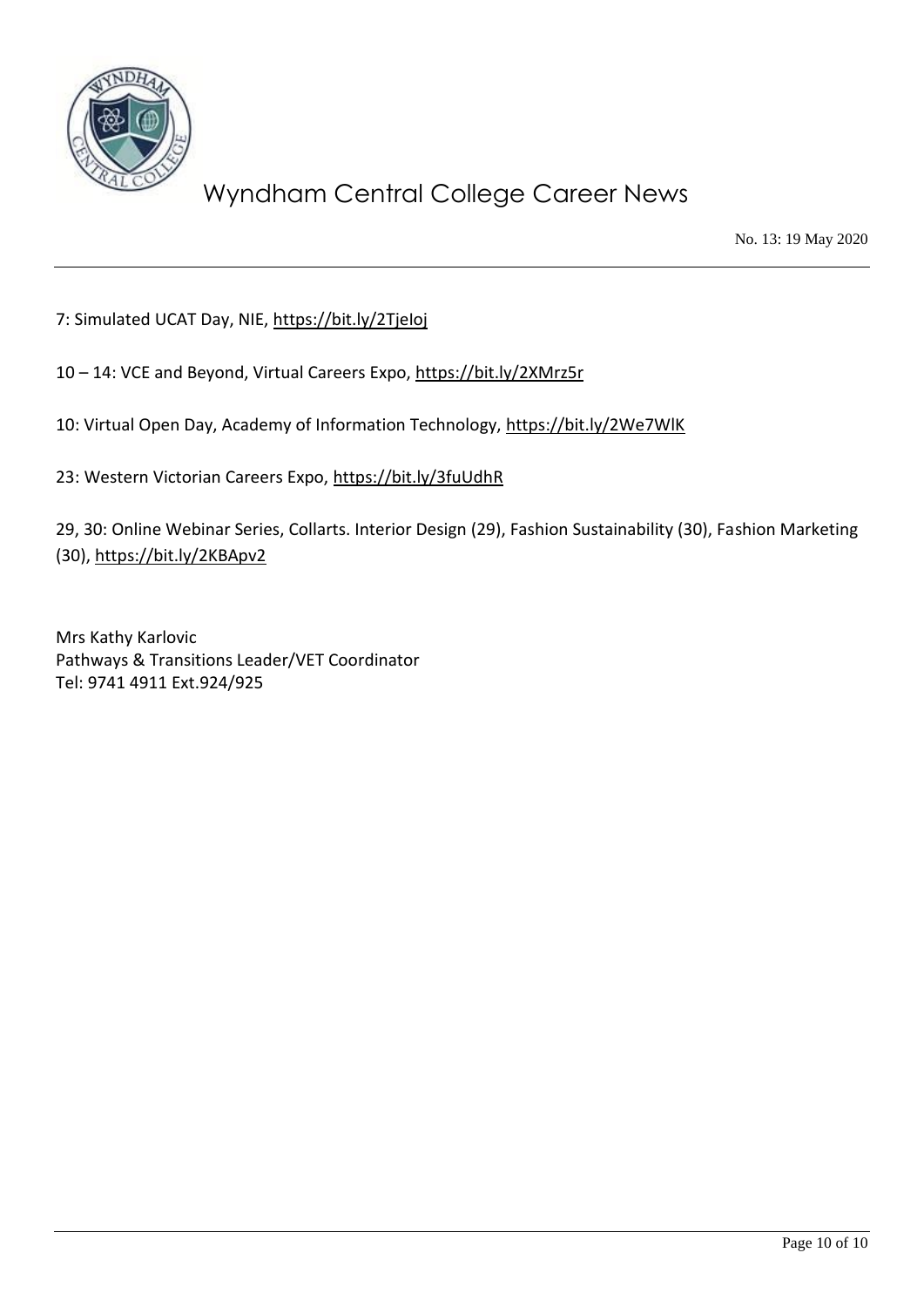7: Simulated UCAT Day, NIE, https://bit.ly/2TjeIoj

10 – 14: VCE and Beyond, Virtual Careers Expo, https://bit.ly/2XMrz5r

10: Virtual Open Day, Academy of Information Technology, https://bit.ly/2We7WlK

23: Western Victorian Careers Expo, https://bit.ly/3fuUdhR

29, 30: Online Webinar Series, Collarts. Interior Design (29), Fashion Sustainability (30), Fashion Marketing (30), https://bit.ly/2KBApv2

Mrs Kathy Karlovic
Pathways & Transitions Leader/VET Coordinator
Tel: 9741 4911 Ext.924/925